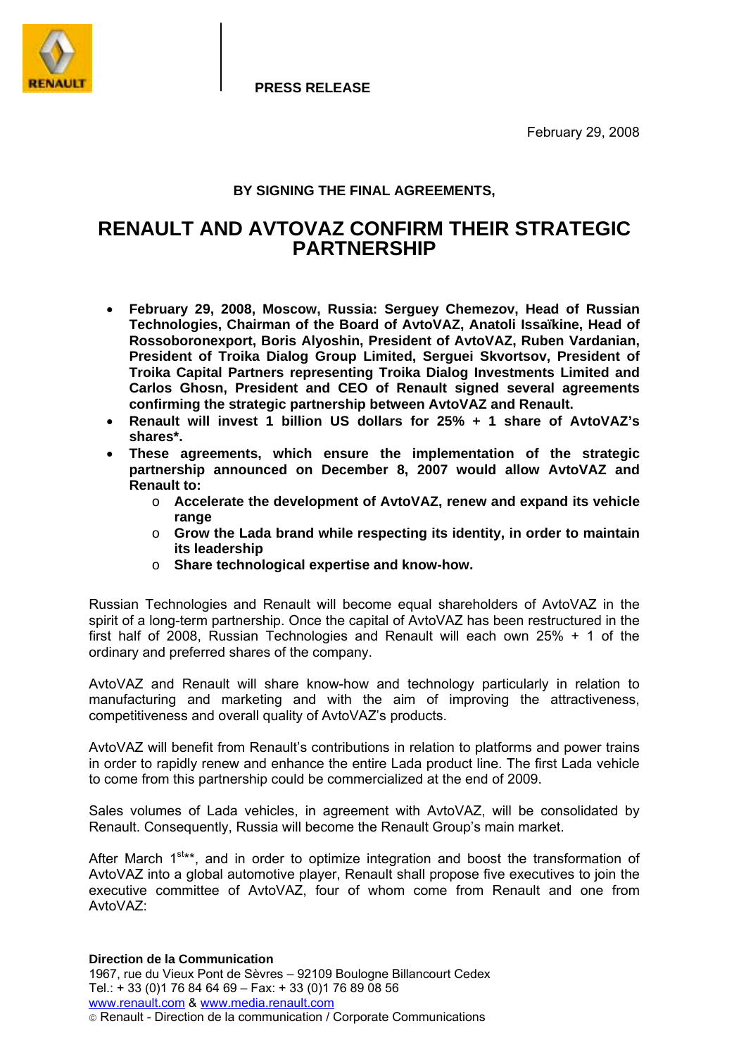PRESS RELEASE

February 29, 2008

**BY SIGNING THE FINAL AGREEMENTS,**

# RENAULT AND AVTOVAZ CONFIRM THEIR STRATEGIC PARTNERSHIP

- **February 29, 2008, Moscow, Russia: Serguey Chemezov, Head of Russian Technologies, Chairman of the Board of AvtoVAZ, Anatoli Issaïkine, Head of Rossoboronexport, Boris Alyoshin, President of AvtoVAZ, Ruben Vardanian, President of Troika Dialog Group Limited, Serguei Skvortsov, President of Troika Capital Partners representing Troika Dialog Investments Limited and Carlos Ghosn, President and CEO of Renault signed several agreements confirming the strategic partnership between AvtoVAZ and Renault.**
- **Renault will invest 1 billion US dollars for 25% + 1 share of AvtoVAZ's shares*.**
- **These agreements, which ensure the implementation of the strategic partnership announced on December 8, 2007 would allow AvtoVAZ and Renault to:**
  - **Accelerate the development of AvtoVAZ, renew and expand its vehicle range**
  - **Grow the Lada brand while respecting its identity, in order to maintain its leadership**
  - **Share technological expertise and know-how.**

Russian Technologies and Renault will become equal shareholders of AvtoVAZ in the spirit of a long-term partnership. Once the capital of AvtoVAZ has been restructured in the first half of 2008, Russian Technologies and Renault will each own 25% + 1 of the ordinary and preferred shares of the company.

AvtoVAZ and Renault will share know-how and technology particularly in relation to manufacturing and marketing and with the aim of improving the attractiveness, competitiveness and overall quality of AvtoVAZ's products.

AvtoVAZ will benefit from Renault's contributions in relation to platforms and power trains in order to rapidly renew and enhance the entire Lada product line. The first Lada vehicle to come from this partnership could be commercialized at the end of 2009.

Sales volumes of Lada vehicles, in agreement with AvtoVAZ, will be consolidated by Renault. Consequently, Russia will become the Renault Group's main market.

After March 1st**, and in order to optimize integration and boost the transformation of AvtoVAZ into a global automotive player, Renault shall propose five executives to join the executive committee of AvtoVAZ, four of whom come from Renault and one from AvtoVAZ:

**Direction de la Communication**
1967, rue du Vieux Pont de Sèvres – 92109 Boulogne Billancourt Cedex
Tel.: + 33 (0)1 76 84 64 69 – Fax: + 33 (0)1 76 89 08 56
www.renault.com & www.media.renault.com
© Renault - Direction de la communication / Corporate Communications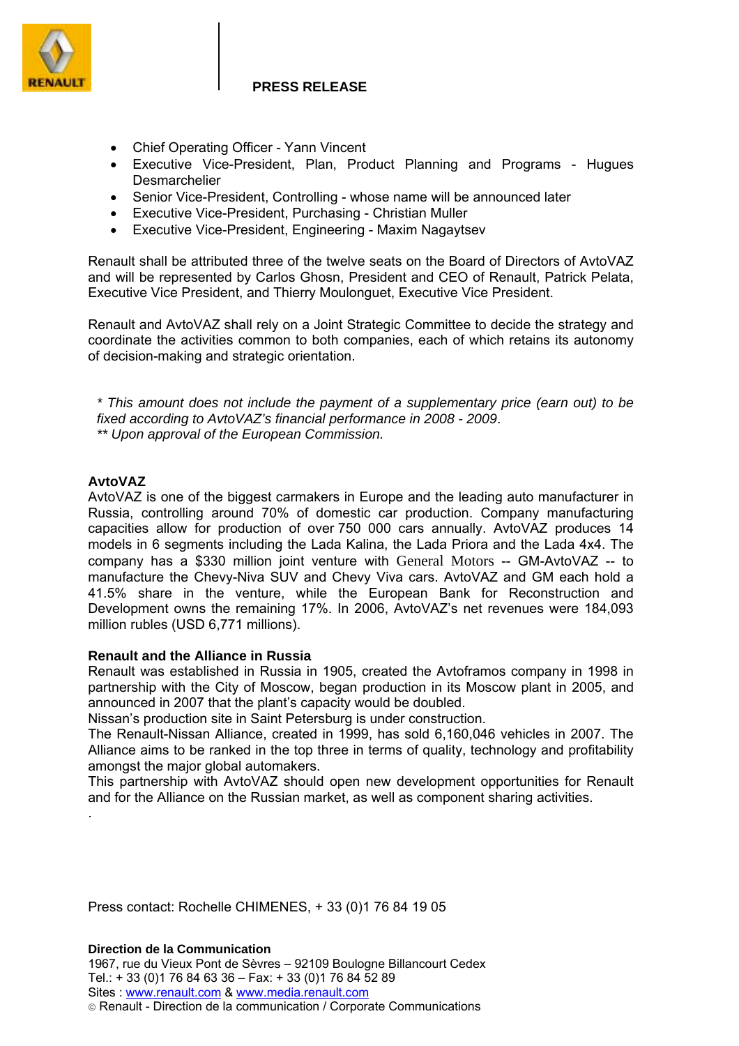- Chief Operating Officer - Yann Vincent
- Executive Vice-President, Plan, Product Planning and Programs - Hugues Desmarchelier
- Senior Vice-President, Controlling - whose name will be announced later
- Executive Vice-President, Purchasing - Christian Muller
- Executive Vice-President, Engineering - Maxim Nagaytsev

Renault shall be attributed three of the twelve seats on the Board of Directors of AvtoVAZ and will be represented by Carlos Ghosn, President and CEO of Renault, Patrick Pelata, Executive Vice President, and Thierry Moulonguet, Executive Vice President.

Renault and AvtoVAZ shall rely on a Joint Strategic Committee to decide the strategy and coordinate the activities common to both companies, each of which retains its autonomy of decision-making and strategic orientation.

*\* This amount does not include the payment of a supplementary price (earn out) to be fixed according to AvtoVAZ's financial performance in 2008 - 2009.*
*\*\* Upon approval of the European Commission.*

**AvtoVAZ**
AvtoVAZ is one of the biggest carmakers in Europe and the leading auto manufacturer in Russia, controlling around 70% of domestic car production. Company manufacturing capacities allow for production of over 750 000 cars annually. AvtoVAZ produces 14 models in 6 segments including the Lada Kalina, the Lada Priora and the Lada 4x4. The company has a $330 million joint venture with General Motors -- GM-AvtoVAZ -- to manufacture the Chevy-Niva SUV and Chevy Viva cars. AvtoVAZ and GM each hold a 41.5% share in the venture, while the European Bank for Reconstruction and Development owns the remaining 17%. In 2006, AvtoVAZ's net revenues were 184,093 million rubles (USD 6,771 millions).

**Renault and the Alliance in Russia**
Renault was established in Russia in 1905, created the Avtoframos company in 1998 in partnership with the City of Moscow, began production in its Moscow plant in 2005, and announced in 2007 that the plant's capacity would be doubled.
Nissan's production site in Saint Petersburg is under construction.
The Renault-Nissan Alliance, created in 1999, has sold 6,160,046 vehicles in 2007. The Alliance aims to be ranked in the top three in terms of quality, technology and profitability amongst the major global automakers.
This partnership with AvtoVAZ should open new development opportunities for Renault and for the Alliance on the Russian market, as well as component sharing activities.

Press contact: Rochelle CHIMENES, + 33 (0)1 76 84 19 05

**Direction de la Communication**
1967, rue du Vieux Pont de Sèvres – 92109 Boulogne Billancourt Cedex
Tel.: + 33 (0)1 76 84 63 36 – Fax: + 33 (0)1 76 84 52 89
Sites : www.renault.com & www.media.renault.com
© Renault - Direction de la communication / Corporate Communications